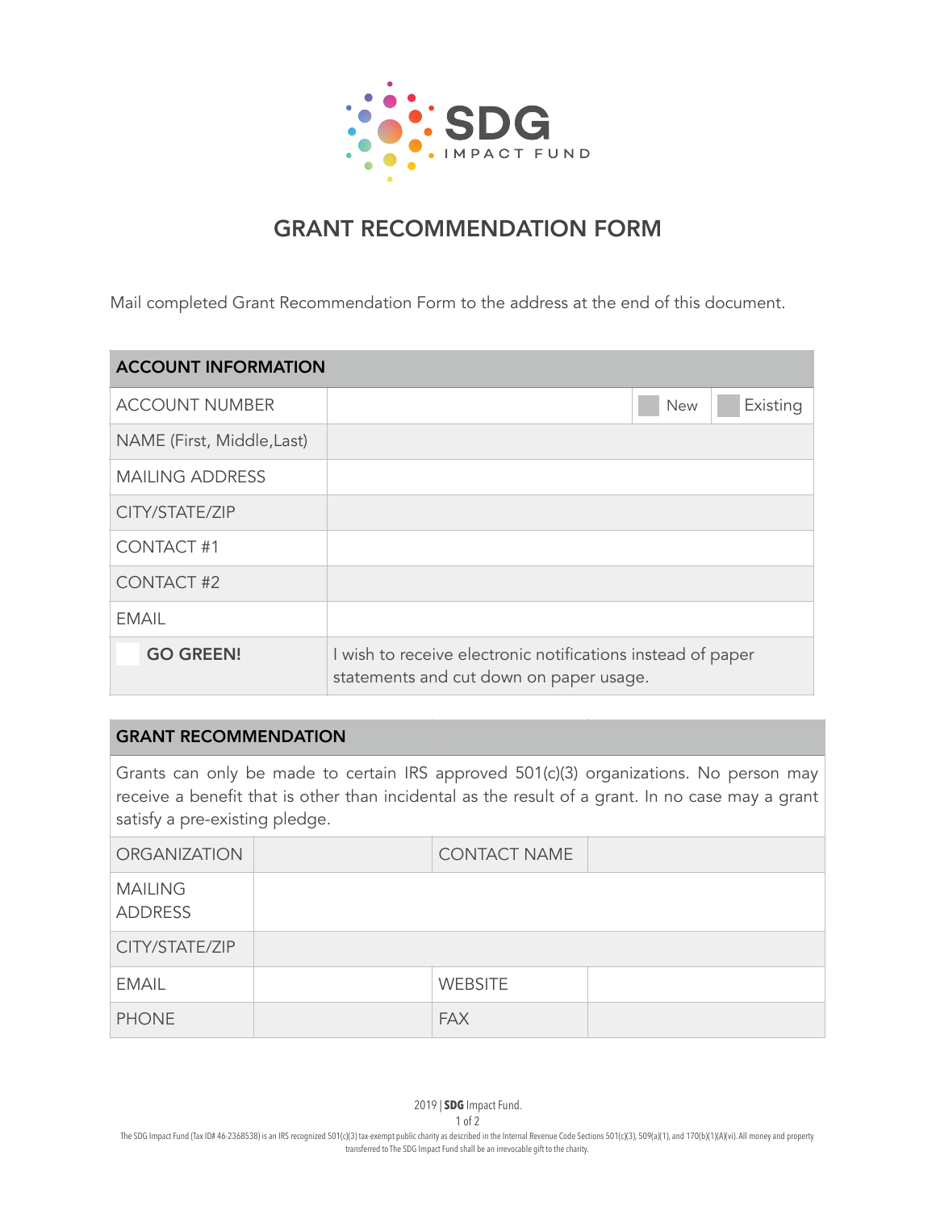SDG IMPACT FUND

# GRANT RECOMMENDATION FORM

Mail completed Grant Recommendation Form to the address at the end of this document.

| ACCOUNT INFORMATION | | | |
|---|---|---|---|
| ACCOUNT NUMBER | | ☐ New | ☐ Existing |
| NAME (First, Middle,Last) | | | |
| MAILING ADDRESS | | | |
| CITY/STATE/ZIP | | | |
| CONTACT #1 | | | |
| CONTACT #2 | | | |
| EMAIL | | | |
| ☐ **GO GREEN!** | I wish to receive electronic notifications instead of paper statements and cut down on paper usage. | | |

| GRANT RECOMMENDATION | | | |
|---|---|---|---|
| Grants can only be made to certain IRS approved 501(c)(3) organizations. No person may receive a benefit that is other than incidental as the result of a grant. In no case may a grant satisfy a pre-existing pledge. | | | |
| ORGANIZATION | | CONTACT NAME | |
| MAILING ADDRESS | | | |
| CITY/STATE/ZIP | | | |
| EMAIL | | WEBSITE | |
| PHONE | | FAX | |

2019 | **SDG** Impact Fund.

The SDG Impact Fund (Tax ID# 46-2368538) is an IRS recognized 501(c)(3) tax-exempt public charity as described in the Internal Revenue Code Sections 501(c)(3), 509(a)(1), and 170(b)(1)(A)(vi). All money and property transferred to The SDG Impact Fund shall be an irrevocable gift to the charity.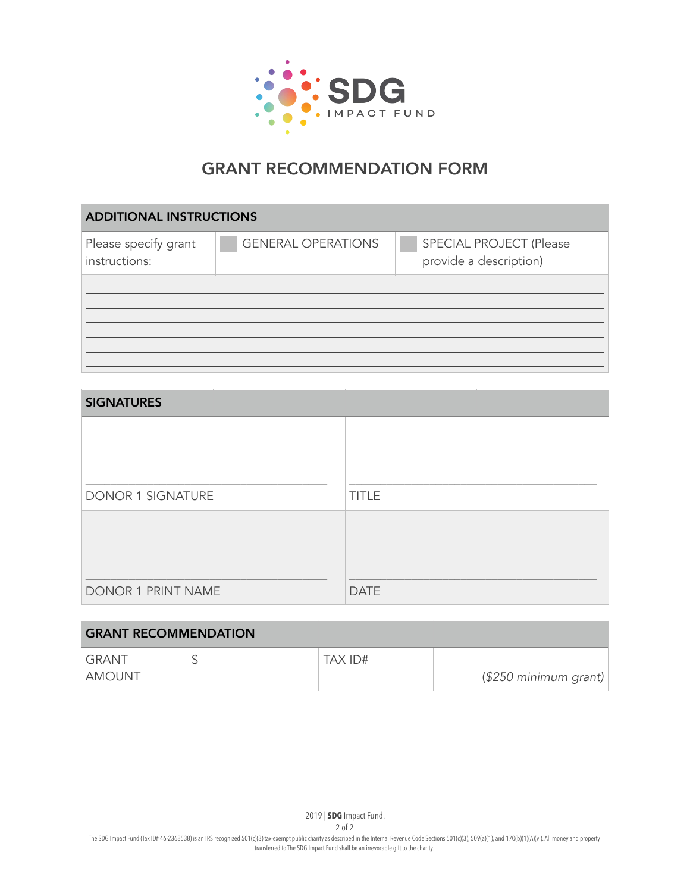SDG IMPACT FUND

# GRANT RECOMMENDATION FORM

## ADDITIONAL INSTRUCTIONS

| Please specify grant instructions: | ☐ GENERAL OPERATIONS | ☐ SPECIAL PROJECT (Please provide a description) |
|---|---|---|

______________________________________________________________________
______________________________________________________________________
______________________________________________________________________
______________________________________________________________________
______________________________________________________________________
______________________________________________________________________

## SIGNATURES

| | |
|---|---|
| ______________________________ DONOR 1 SIGNATURE | ______________________________ TITLE |
| ______________________________ DONOR 1 PRINT NAME | ______________________________ DATE |

## GRANT RECOMMENDATION

| GRANT AMOUNT | $ | TAX ID# | *($250 minimum grant)* |
|---|---|---|---|

2019 | **SDG** Impact Fund.

The SDG Impact Fund (Tax ID# 46-2368538) is an IRS recognized 501(c)(3) tax-exempt public charity as described in the Internal Revenue Code Sections 501(c)(3), 509(a)(1), and 170(b)(1)(A)(vi). All money and property transferred to The SDG Impact Fund shall be an irrevocable gift to the charity.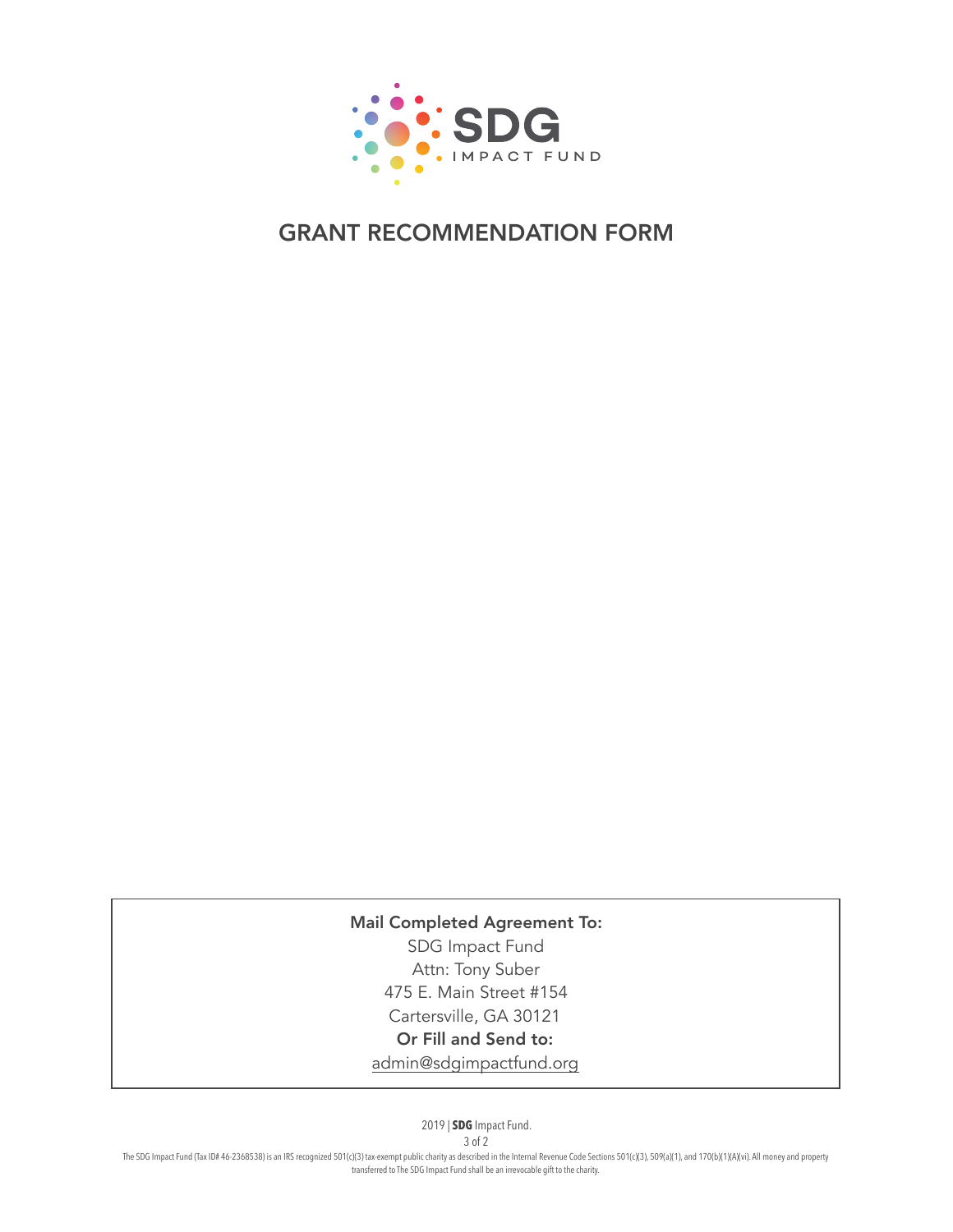SDG IMPACT FUND

# GRANT RECOMMENDATION FORM

**Mail Completed Agreement To:**

SDG Impact Fund
Attn: Tony Suber
475 E. Main Street #154
Cartersville, GA 30121

**Or Fill and Send to:**

admin@sdgimpactfund.org

2019 | **SDG** Impact Fund.

The SDG Impact Fund (Tax ID# 46-2368538) is an IRS recognized 501(c)(3) tax-exempt public charity as described in the Internal Revenue Code Sections 501(c)(3), 509(a)(1), and 170(b)(1)(A)(vi). All money and property transferred to The SDG Impact Fund shall be an irrevocable gift to the charity.